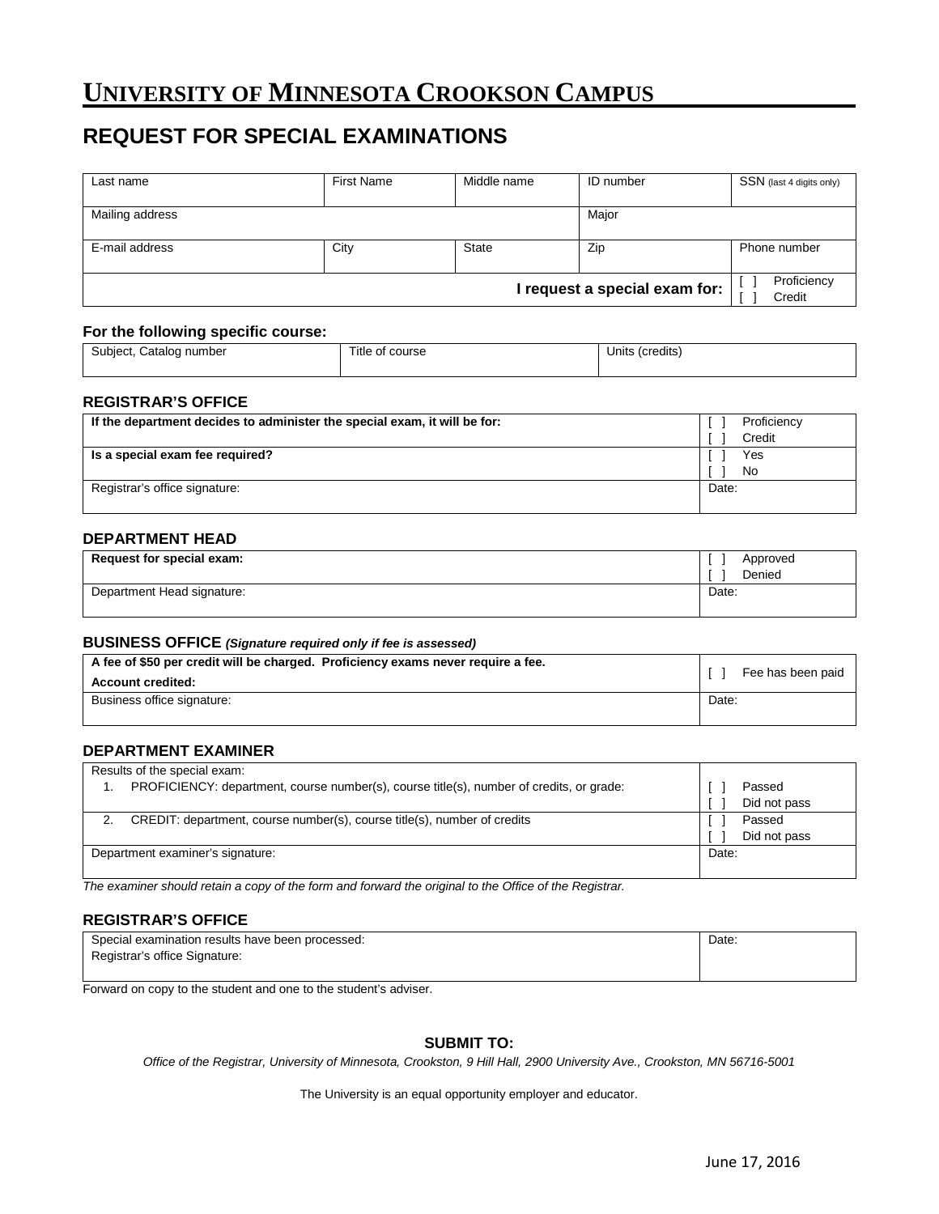# UNIVERSITY OF MINNESOTA CROOKSON CAMPUS

## REQUEST FOR SPECIAL EXAMINATIONS

| Last name | First Name | Middle name | ID number | SSN (last 4 digits only) |
|---|---|---|---|---|
| Mailing address | | | Major | |
| E-mail address | City | State | Zip | Phone number |
| | | | **I request a special exam for:** | [ ] Proficiency<br>[ ] Credit |

### For the following specific course:

| Subject, Catalog number | Title of course | Units (credits) |
|---|---|---|
| | | |

### REGISTRAR'S OFFICE

| | |
|---|---|
| **If the department decides to administer the special exam, it will be for:** | [ ] Proficiency<br>[ ] Credit |
| **Is a special exam fee required?** | [ ] Yes<br>[ ] No |
| Registrar's office signature: | Date: |

### DEPARTMENT HEAD

| | |
|---|---|
| **Request for special exam:** | [ ] Approved<br>[ ] Denied |
| Department Head signature: | Date: |

### BUSINESS OFFICE *(Signature required only if fee is assessed)*

| | |
|---|---|
| **A fee of $50 per credit will be charged. Proficiency exams never require a fee.**<br>**Account credited:** | [ ] Fee has been paid |
| Business office signature: | Date: |

### DEPARTMENT EXAMINER

| | |
|---|---|
| Results of the special exam:<br>1. PROFICIENCY: department, course number(s), course title(s), number of credits, or grade: | [ ] Passed<br>[ ] Did not pass |
| 2. CREDIT: department, course number(s), course title(s), number of credits | [ ] Passed<br>[ ] Did not pass |
| Department examiner's signature: | Date: |

*The examiner should retain a copy of the form and forward the original to the Office of the Registrar.*

### REGISTRAR'S OFFICE

| | |
|---|---|
| Special examination results have been processed:<br>Registrar's office Signature: | Date: |

Forward on copy to the student and one to the student's adviser.

**SUBMIT TO:**

*Office of the Registrar, University of Minnesota, Crookston, 9 Hill Hall, 2900 University Ave., Crookston, MN 56716-5001*

The University is an equal opportunity employer and educator.

June 17, 2016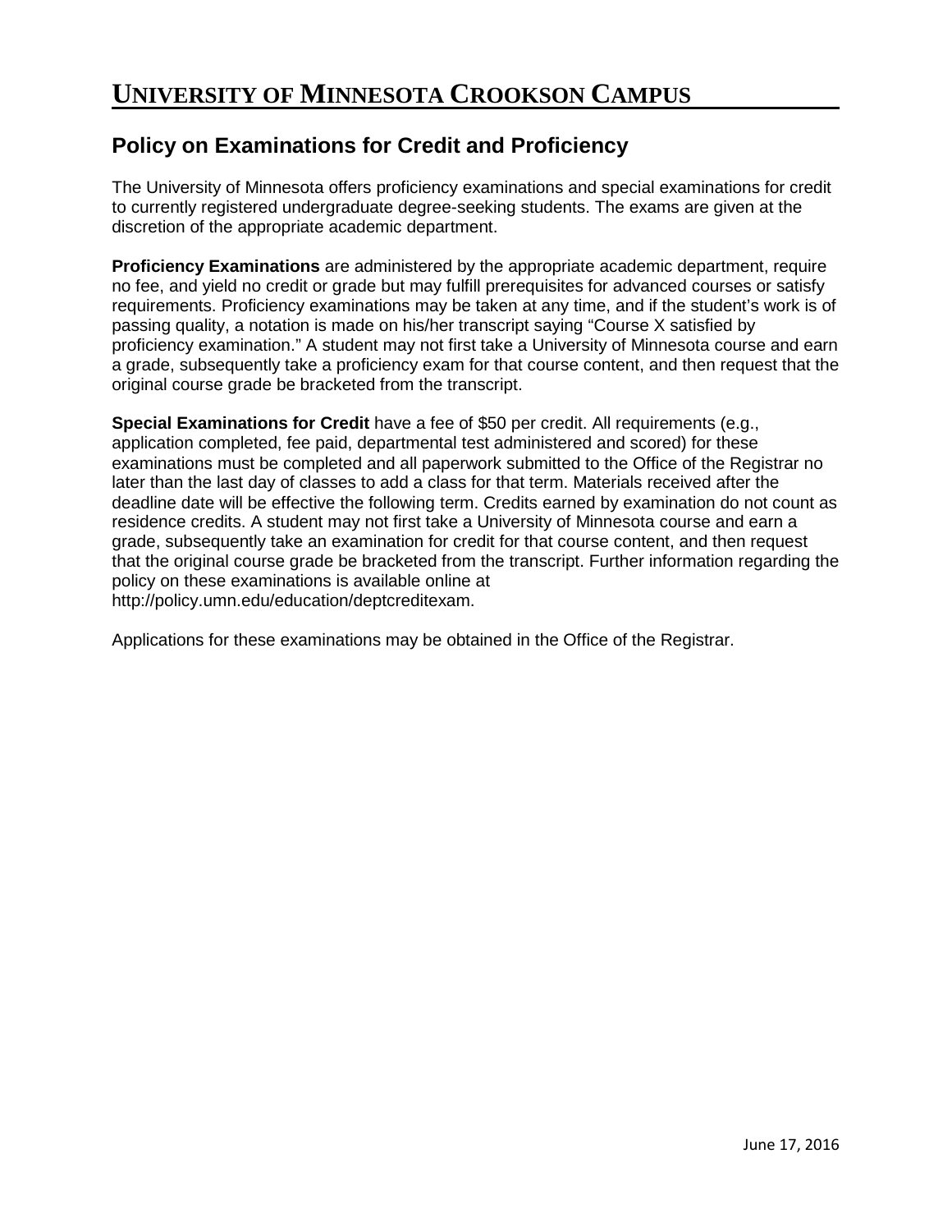# UNIVERSITY OF MINNESOTA CROOKSON CAMPUS

## Policy on Examinations for Credit and Proficiency

The University of Minnesota offers proficiency examinations and special examinations for credit to currently registered undergraduate degree-seeking students. The exams are given at the discretion of the appropriate academic department.

**Proficiency Examinations** are administered by the appropriate academic department, require no fee, and yield no credit or grade but may fulfill prerequisites for advanced courses or satisfy requirements. Proficiency examinations may be taken at any time, and if the student's work is of passing quality, a notation is made on his/her transcript saying "Course X satisfied by proficiency examination." A student may not first take a University of Minnesota course and earn a grade, subsequently take a proficiency exam for that course content, and then request that the original course grade be bracketed from the transcript.

**Special Examinations for Credit** have a fee of $50 per credit. All requirements (e.g., application completed, fee paid, departmental test administered and scored) for these examinations must be completed and all paperwork submitted to the Office of the Registrar no later than the last day of classes to add a class for that term. Materials received after the deadline date will be effective the following term. Credits earned by examination do not count as residence credits. A student may not first take a University of Minnesota course and earn a grade, subsequently take an examination for credit for that course content, and then request that the original course grade be bracketed from the transcript. Further information regarding the policy on these examinations is available online at http://policy.umn.edu/education/deptcreditexam.

Applications for these examinations may be obtained in the Office of the Registrar.

June 17, 2016